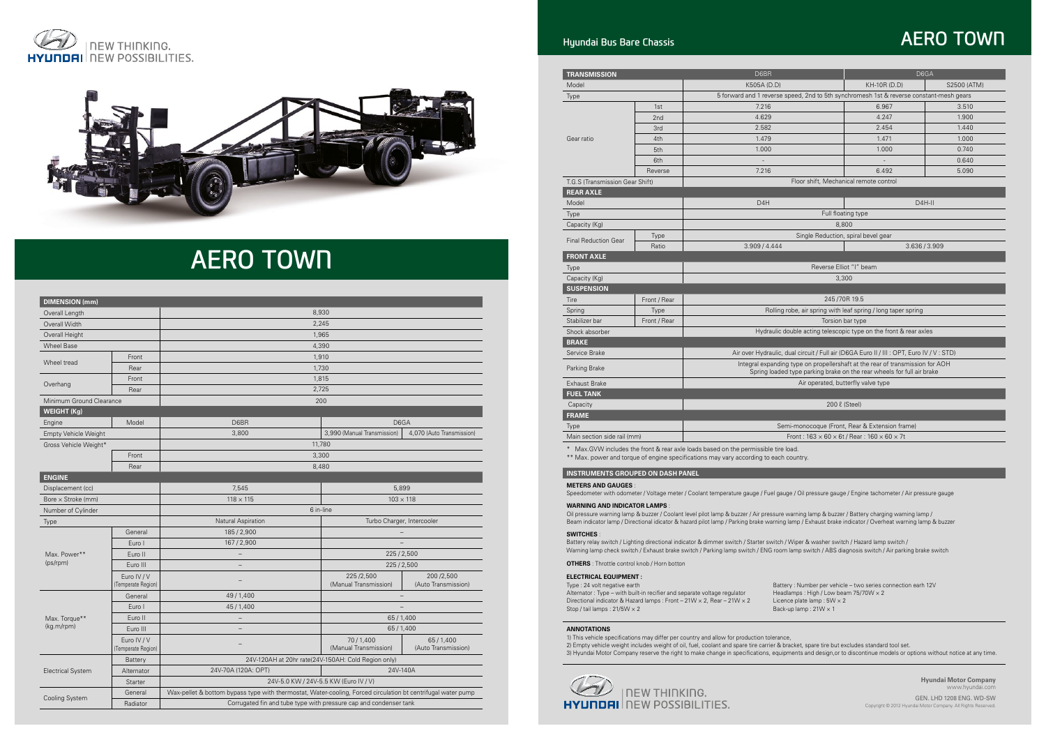# AERO TOWN

NEW THINKING. NEW POSSIBILITIES.

| DIMENSION (mm) | | | |
|---|---|---|---|
| Overall Length | | 8,930 | |
| Overall Width | | 2,245 | |
| Overall Height | | 1,965 | |
| Wheel Base | | 4,390 | |
| Wheel tread | Front | 1,910 | |
| | Rear | 1,730 | |
| Overhang | Front | 1,815 | |
| | Rear | 2,725 | |
| Minimum Ground Clearance | | 200 | |
| **WEIGHT (Kg)** | | | |
| Engine | Model | D6BR | D6GA | |
| Empty Vehicle Weight | | 3,800 | 3,990 (Manual Transmission) / 4,070 (Auto Transmission) |
| Gross Vehicle Weight* | | 11,780 | |
| | Front | 3,300 | |
| | Rear | 8,480 | |

| ENGINE | | D6BR | D6GA | |
|---|---|---|---|---|
| Displacement (cc) | | 7,545 | 5,899 | |
| Bore × Stroke (mm) | | 118 × 115 | 103 × 118 | |
| Number of Cylinder | | 6 in-line | | |
| Type | | Natural Aspiration | Turbo Charger, Intercooler | |
| Max. Power** (ps/rpm) | General | 185 / 2,900 | – | |
| | Euro I | 167 / 2,900 | – | |
| | Euro II | – | 225 / 2,500 | |
| | Euro III | – | 225 / 2,500 | |
| | Euro IV / V (Temperate Region) | – | 225 /2,500 (Manual Transmission) | 200 /2,500 (Auto Transmission) |
| Max. Torque** (kg.m/rpm) | General | 49 / 1,400 | – | |
| | Euro I | 45 / 1,400 | – | |
| | Euro II | – | 65 / 1,400 | |
| | Euro III | – | 65 / 1,400 | |
| | Euro IV / V (Temperate Region) | – | 70 / 1,400 (Manual Transmission) | 65 / 1,400 (Auto Transmission) |
| Electrical System | Battery | 24V-120AH at 20hr rate(24V-150AH: Cold Region only) | | |
| | Alternator | 24V-70A (120A: OPT) | 24V-140A | |
| | Starter | 24V-5.0 KW / 24V-5.5 KW (Euro IV / V) | | |
| Cooling System | General | Wax-pellet & bottom bypass type with thermostat, Water-cooling, Forced circulation bt centrifugal water pump | | |
| | Radiator | Corrugated fin and tube type with pressure cap and condenser tank | | |

## Hyundai Bus Bare Chassis — AERO TOWN

| TRANSMISSION | | D6BR | D6GA | |
|---|---|---|---|---|
| Model | | K505A (D.D) | KH-10R (D.D) | S2500 (ATM) |
| Type | | 5 forward and 1 reverse speed, 2nd to 5th synchromesh 1st & reverse constant-mesh gears | | |
| Gear ratio | 1st | 7.216 | 6.967 | 3.510 |
| | 2nd | 4.629 | 4.247 | 1.900 |
| | 3rd | 2.582 | 2.454 | 1.440 |
| | 4th | 1.479 | 1.471 | 1.000 |
| | 5th | 1.000 | 1.000 | 0.740 |
| | 6th | - | - | 0.640 |
| | Reverse | 7.216 | 6.492 | 5.090 |
| T.G.S (Transmission Gear Shift) | | Floor shift, Mechanical remote control | | |
| **REAR AXLE** | | | | |
| Model | | D4H | D4H-II | |
| Type | | Full floating type | | |
| Capacity (Kg) | | 8,800 | | |
| Final Reduction Gear | Type | Single Reduction, spiral bevel gear | | |
| | Ratio | 3.909 / 4.444 | 3.636 / 3.909 | |
| **FRONT AXLE** | | | | |
| Type | | Reverse Elliot "I" beam | | |
| Capacity (Kg) | | 3,300 | | |
| **SUSPENSION** | | | | |
| Tire | Front / Rear | 245 /70R 19.5 | | |
| Spring | Type | Rolling robe, air spring with leaf spring / long taper spring | | |
| Stabilizer bar | Front / Rear | Torsion bar type | | |
| Shock absorber | | Hydraulic double acting telescopic type on the front & rear axles | | |
| **BRAKE** | | | | |
| Service Brake | | Air over Hydraulic, dual circuit / Full air (D6GA Euro II / III : OPT, Euro IV / V : STD) | | |
| Parking Brake | | Integral expanding type on propellershaft at the rear of transmission for AOH; Spring loaded type parking brake on the rear wheels for full air brake | | |
| Exhaust Brake | | Air operated, butterfly valve type | | |
| **FUEL TANK** | | | | |
| Capacity | | 200 ℓ (Steel) | | |
| **FRAME** | | | | |
| Type | | Semi-monocoque (Front, Rear & Extension frame) | | |
| Main section side rail (mm) | | Front : 163 × 60 × 6t / Rear : 160 × 60 × 7t | | |

\* Max.GVW includes the front & rear axle loads based on the permissible tire load.
** Max. power and torque of engine specifications may vary according to each country.

### INSTRUMENTS GROUPED ON DASH PANEL

**METERS AND GAUGES** :
Speedometer with odometer / Voltage meter / Coolant temperature gauge / Fuel gauge / Oil pressure gauge / Engine tachometer / Air pressure gauge

**WARNING AND INDICATOR LAMPS** :
Oil pressure warning lamp & buzzer / Coolant level pilot lamp & buzzer / Air pressure warning lamp & buzzer / Battery charging warning lamp / Beam indicator lamp / Directional idicator & hazard pilot lamp / Parking brake warning lamp / Exhaust brake indicator / Overheat warning lamp & buzzer

**SWITCHES** :
Battery relay switch / Lighting directional indicator & dimmer switch / Starter switch / Wiper & washer switch / Hazard lamp switch / Warning lamp check switch / Exhaust brake switch / Parking lamp switch / ENG room lamp switch / ABS diagnosis switch / Air parking brake switch

**OTHERS** : Throttle control knob / Horn botton

**ELECTRICAL EQUIPMENT** :
Type : 24 volt negative earth
Alternator : Type – with built-in recifier and separate voltage regulator
Directional indicator & Hazard lamps : Front – 21W × 2, Rear – 21W × 2
Stop / tail lamps : 21/5W × 2
Battery : Number per vehicle – two series connection earh 12V
Headlamps : High / Low beam 75/70W × 2
Licence plate lamp : 5W × 2
Back-up lamp : 21W × 1

### ANNOTATIONS

1) This vehicle specifications may differ per country and allow for production tolerance,
2) Empty vehicle weight includes weight of oil, fuel, coolant and spare tire carrier & bracket, spare tire but excludes standard tool set.
3) Hyundai Motor Company reserve the right to make change in specifications, equipments and design,or to discontinue models or options without notice at any time.

**Hyundai Motor Company**
www.hyundai.com

GEN. LHD 1208 ENG. WD-SW
Copyright © 2012 Hyundai Motor Company. All Rights Reserved.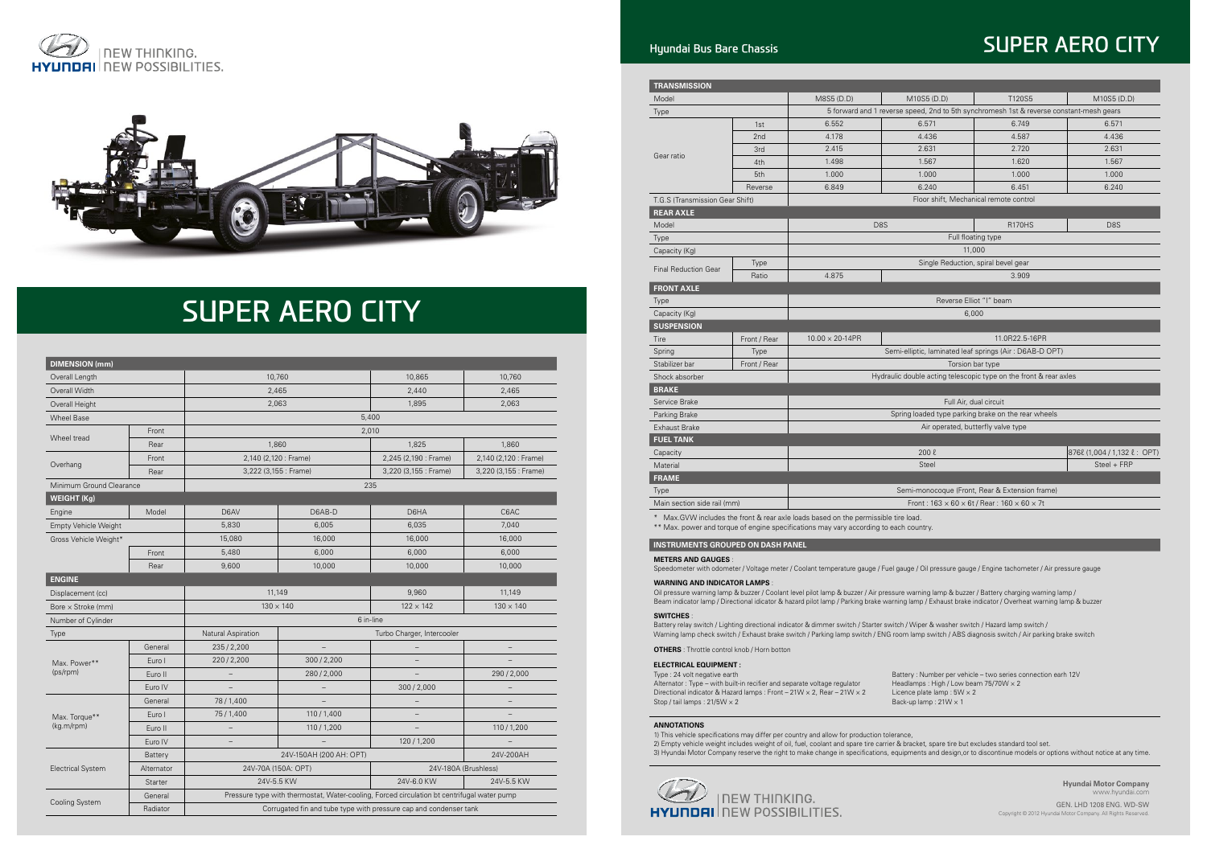# SUPER AERO CITY

| DIMENSION (mm) | | | | | |
|---|---|---|---|---|---|
| Overall Length | | 10,760 | | 10,865 | 10,760 |
| Overall Width | | 2,465 | | 2,440 | 2,465 |
| Overall Height | | 2,063 | | 1,895 | 2,063 |
| Wheel Base | | 5,400 | | | |
| Wheel tread | Front | 2,010 | | | |
| | Rear | 1,860 | | 1,825 | 1,860 |
| Overhang | Front | 2,140 (2,120 : Frame) | | 2,245 (2,190 : Frame) | 2,140 (2,120 : Frame) |
| | Rear | 3,222 (3,155 : Frame) | | 3,220 (3,155 : Frame) | 3,220 (3,155 : Frame) |
| Minimum Ground Clearance | | 235 | | | |
| **WEIGHT (Kg)** | | | | | |
| Engine | Model | D6AV | D6AB-D | D6HA | C6AC |
| Empty Vehicle Weight | | 5,830 | 6,005 | 6,035 | 7,040 |
| Gross Vehicle Weight* | | 15,080 | 16,000 | 16,000 | 16,000 |
| | Front | 5,480 | 6,000 | 6,000 | 6,000 |
| | Rear | 9,600 | 10,000 | 10,000 | 10,000 |
| **ENGINE** | | | | | |
| Displacement (cc) | | 11,149 | | 9,960 | 11,149 |
| Bore × Stroke (mm) | | 130 × 140 | | 122 × 142 | 130 × 140 |
| Number of Cylinder | | 6 in-line | | | |
| Type | | Natural Aspiration | Turbo Charger, Intercooler | | |
| Max. Power** (ps/rpm) | General | 235 / 2,200 | – | – | – |
| | Euro I | 220 / 2,200 | 300 / 2,200 | – | – |
| | Euro II | – | 280 / 2,000 | – | 290 / 2,000 |
| | Euro IV | – | – | 300 / 2,000 | – |
| Max. Torque** (kg.m/rpm) | General | 78 / 1,400 | – | – | – |
| | Euro I | 75 / 1,400 | 110 / 1,400 | – | – |
| | Euro II | – | 110 / 1,200 | – | 110 / 1,200 |
| | Euro IV | – | – | 120 / 1,200 | – |
| Electrical System | Battery | 24V-150AH (200 AH: OPT) | | | 24V-200AH |
| | Alternator | 24V-70A (150A: OPT) | | 24V-180A (Brushless) | |
| | Starter | 24V-5.5 KW | | 24V-6.0 KW | 24V-5.5 KW |
| Cooling System | General | Pressure type with thermostat, Water-cooling, Forced circulation bt centrifugal water pump | | | |
| | Radiator | Corrugated fin and tube type with pressure cap and condenser tank | | | |

## Hyundai Bus Bare Chassis

| TRANSMISSION | | | | | |
|---|---|---|---|---|---|
| Model | | M8S5 (D.D) | M10S5 (D.D) | T120S5 | M10S5 (D.D) |
| Type | | 5 forward and 1 reverse speed, 2nd to 5th synchromesh 1st & reverse constant-mesh gears | | | |
| Gear ratio | 1st | 6.552 | 6.571 | 6.749 | 6.571 |
| | 2nd | 4.178 | 4.436 | 4.587 | 4.436 |
| | 3rd | 2.415 | 2.631 | 2.720 | 2.631 |
| | 4th | 1.498 | 1.567 | 1.620 | 1.567 |
| | 5th | 1.000 | 1.000 | 1.000 | 1.000 |
| | Reverse | 6.849 | 6.240 | 6.451 | 6.240 |
| T.G.S (Transmission Gear Shift) | | Floor shift, Mechanical remote control | | | |
| **REAR AXLE** | | | | | |
| Model | | D8S | | R170HS | D8S |
| Type | | Full floating type | | | |
| Capacity (Kg) | | 11,000 | | | |
| Final Reduction Gear | Type | Single Reduction, spiral bevel gear | | | |
| | Ratio | 4.875 | 3.909 | | |
| **FRONT AXLE** | | | | | |
| Type | | Reverse Elliot "I" beam | | | |
| Capacity (Kg) | | 6,000 | | | |
| **SUSPENSION** | | | | | |
| Tire | Front / Rear | 10.00 × 20-14PR | 11.0R22.5-16PR | | |
| Spring | Type | Semi-elliptic, laminated leaf springs (Air : D6AB-D OPT) | | | |
| Stabilizer bar | Front / Rear | Torsion bar type | | | |
| Shock absorber | | Hydraulic double acting telescopic type on the front & rear axles | | | |
| **BRAKE** | | | | | |
| Service Brake | | Full Air, dual circuit | | | |
| Parking Brake | | Spring loaded type parking brake on the rear wheels | | | |
| Exhaust Brake | | Air operated, butterfly valve type | | | |
| **FUEL TANK** | | | | | |
| Capacity | | 200 ℓ | | | 876ℓ (1,004 / 1,132 ℓ : OPT) |
| Material | | Steel | | | Steel + FRP |
| **FRAME** | | | | | |
| Type | | Semi-monocoque (Front, Rear & Extension frame) | | | |
| Main section side rail (mm) | | Front : 163 × 60 × 6t / Rear : 160 × 60 × 7t | | | |

\* Max.GVW includes the front & rear axle loads based on the permissible tire load.
** Max. power and torque of engine specifications may vary according to each country.

### INSTRUMENTS GROUPED ON DASH PANEL

**METERS AND GAUGES** :
Speedometer with odometer / Voltage meter / Coolant temperature gauge / Fuel gauge / Oil pressure gauge / Engine tachometer / Air pressure gauge

**WARNING AND INDICATOR LAMPS** :
Oil pressure warning lamp & buzzer / Coolant level pilot lamp & buzzer / Air pressure warning lamp & buzzer / Battery charging warning lamp / Beam indicator lamp / Directional idicator & hazard pilot lamp / Parking brake warning lamp / Exhaust brake indicator / Overheat warning lamp & buzzer

**SWITCHES** :
Battery relay switch / Lighting directional indicator & dimmer switch / Starter switch / Wiper & washer switch / Hazard lamp switch / Warning lamp check switch / Exhaust brake switch / Parking lamp switch / ENG room lamp switch / ABS diagnosis switch / Air parking brake switch

**OTHERS** : Throttle control knob / Horn botton

**ELECTRICAL EQUIPMENT** :
Type : 24 volt negative earth
Alternator : Type – with built-in rectifier and separate voltage regulator
Directional indicator & Hazard lamps : Front – 21W × 2, Rear – 21W × 2
Stop / tail lamps : 21/5W × 2
Battery : Number per vehicle – two series connection earh 12V
Headlamps : High / Low beam 75/70W × 2
Licence plate lamp : 5W × 2
Back-up lamp : 21W × 1

**ANNOTATIONS**
1) This vehicle specifications may differ per country and allow for production tolerance,
2) Empty vehicle weight includes weight of oil, fuel, coolant and spare tire carrier & bracket, spare tire but excludes standard tool set.
3) Hyundai Motor Company reserve the right to make change in specifications, equipments and design,or to discontinue models or options without notice at any time.

**Hyundai Motor Company**
www.hyundai.com
GEN. LHD 1208 ENG. WD-SW
Copyright © 2012 Hyundai Motor Company. All Rights Reserved.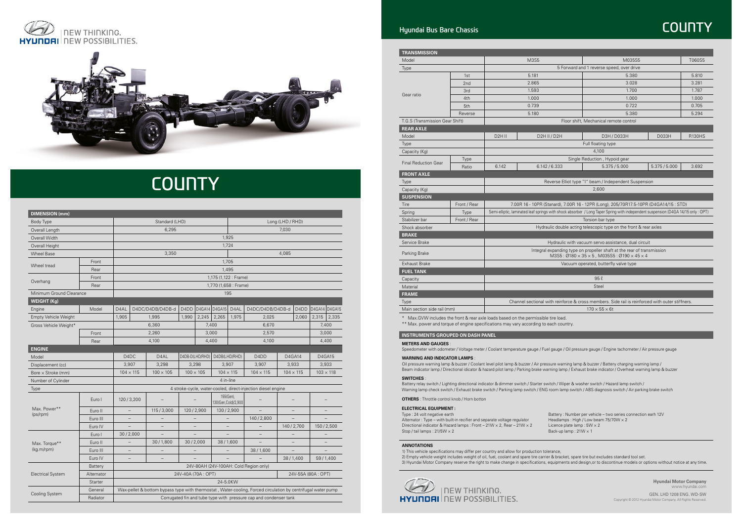NEW THINKING. NEW POSSIBILITIES.

# COUNTY

| DIMENSION (mm) | | | | | | | | | | | | | |
|---|---|---|---|---|---|---|---|---|---|---|---|---|---|
| Body Type | | Standard (LHD) | | | | | | Long (LHD / RHD) | | | | | |
| Overall Length | | 6,295 | | | | | | 7,030 | | | | | |
| Overall Width | | 1,925 | | | | | | | | | | | |
| Overall Height | | 1,724 | | | | | | | | | | | |
| Wheel Base | | 3,350 | | | | | | 4,085 | | | | | |
| Wheel tread | Front | 1,705 | | | | | | | | | | | |
| | Rear | 1,495 | | | | | | | | | | | |
| Overhang | Front | 1,175 (1,122 : Frame) | | | | | | | | | | | |
| | Rear | 1,770 (1,658 : Frame) | | | | | | | | | | | |
| Minimum Ground Clearance | | 195 | | | | | | | | | | | |
| **WEIGHT (Kg)** | | | | | | | | | | | | | |
| Engine | Model | D4AL | D4DC/D4DB/D4DB-d | D4DD | D4GA14 | D4GA15 | D4AL | D4DC/D4DB/D4DB-d | D4DD | D4GA14 | D4GA15 | | |
| Empty Vehicle Weight | | 1,905 | 1,995 | 1,990 | 2,245 | 2,265 | 1,975 | 2,025 | 2,060 | 2,315 | 2,335 | | |
| Gross Vehicle Weight* | | 6,360 | | | 7,400 | | 6,670 | | | 7,400 | | | |
| | Front | 2,260 | | | 3,000 | | 2,570 | | | 3,000 | | | |
| | Rear | 4,100 | | | 4,400 | | 4,100 | | | 4,400 | | | |

| ENGINE | | | | | | | | |
|---|---|---|---|---|---|---|---|---|
| Model | | D4DC | D4AL | D4DB-D(LHD/RHD) | D4DB(LHD/RHD) | D4DD | D4GA14 | D4GA15 |
| Displacement (cc) | | 3,907 | 3,298 | 3,298 | 3,907 | 3,907 | 3,933 | 3,933 |
| Bore × Stroke (mm) | | 104 × 115 | 100 × 105 | 100 × 105 | 104 × 115 | 104 × 115 | 104 × 115 | 103 × 118 |
| Number of Cylinder | | 4 in-line | | | | | | |
| Type | | 4 stroke-cycle, water-cooled, direct-injection diesel engine | | | | | | |
| Max. Power** (ps/rpm) | Euro I | 120 / 3,200 | – | – | 155(Gen), 130(Gen,Cold)/2,900 | – | – | – |
| | Euro II | – | 115 / 3,000 | 120 / 2,900 | 130 / 2,900 | – | – | – |
| | Euro III | – | – | – | – | 140 / 2,800 | – | – |
| | Euro IV | – | – | – | – | – | 140 / 2,700 | 150 / 2,500 |
| Max. Torque** (kg.m/rpm) | Euro I | 30 / 2,000 | – | – | – | – | – | – |
| | Euro II | – | 30 / 1,800 | 30 / 2,000 | 38 / 1,600 | – | – | – |
| | Euro III | – | – | – | – | 38 / 1,600 | – | – |
| | Euro IV | – | – | – | – | – | 38 / 1,400 | 59 / 1,400 |
| Electrical System | Battery | 24V-80AH (24V-100AH: Cold Region only) | | | | | | |
| | Alternator | 24V-40A (70A : OPT) | | | | | 24V-55A (80A : OPT) | |
| | Starter | 24-5.0KW | | | | | | |
| Cooling System | General | Wax-pellet & bottom bypass type with thermostat , Water-cooling, Forced circulation by centrifugal water pump | | | | | | |
| | Radiator | Corrugated fin and tube type with pressure cap and condenser tank | | | | | | |

## Hyundai Bus Bare Chassis — COUNTY

| TRANSMISSION | | | | | | |
|---|---|---|---|---|---|---|
| Model | | M3S5 | | M035S5 | | T060S5 |
| Type | | 5 Forward and 1 reverse speed, over drive | | | | |
| Gear ratio | 1st | 5.181 | | 5.380 | | 5.810 |
| | 2nd | 2.865 | | 3.028 | | 3.281 |
| | 3rd | 1.593 | | 1.700 | | 1.787 |
| | 4th | 1.000 | | 1.000 | | 1.000 |
| | 5th | 0.739 | | 0.722 | | 0.705 |
| | Reverse | 5.180 | | 5.380 | | 5.294 |
| T.G.S (Transmission Gear Shift) | | Floor shift, Mechanical remote control | | | | |
| **REAR AXLE** | | | | | | |
| Model | | D2H II | D2H II / D2H | D3H / D033H | D033H | R130HS |
| Type | | Full floating type | | | | |
| Capacity (Kg) | | 4,100 | | | | |
| Final Reduction Gear | Type | Single Reduction , Hypoid gear | | | | |
| | Ratio | 6.142 | 6.142 / 6.333 | 5.375 / 5.000 | 5.375 / 5.000 | 3.692 |
| **FRONT AXLE** | | | | | | |
| Type | | Reverse Elliot type "I" beam / Independent Suspension | | | | |
| Capacity (Kg) | | 2,600 | | | | |
| **SUSPENSION** | | | | | | |
| Tire | Front / Rear | 7.00R 16 - 10PR (Stanard), 7.00R 16 - 12PR (Long), 205/70R17.5-10PR (D4GA14/15 : STD) | | | | |
| Spring | Type | Semi-elliptic, laminated leaf springs with shock absorber / Long Taper Spring with independent suspension (D4GA 14/15 only : OPT) | | | | |
| Stabilizer bar | Front / Rear | Torsion bar type | | | | |
| Shock absorber | | Hydraulic double acting telescopic type on the front & rear axles | | | | |
| **BRAKE** | | | | | | |
| Service Brake | | Hydraulic with vacuum servo assistance, dual circuit | | | | |
| Parking Brake | | Integral expanding type on propeller shaft at the rear of transmission M3S5 : Ø180 × 35 × 5 , M035S5 : Ø190 × 45 × 4 | | | | |
| Exhaust Brake | | Vacuum operated, butterfly valve type | | | | |
| **FUEL TANK** | | | | | | |
| Capacity | | 95 ℓ | | | | |
| Material | | Steel | | | | |
| **FRAME** | | | | | | |
| Type | | Channel sectional with reinforce & cross members. Side rail is reinforced with outer stiffners. | | | | |
| Main section side rail (mm) | | 170 × 55 × 6t | | | | |

* Max.GVW includes the front & rear axle loads based on the permissible tire load.
** Max. power and torque of engine specifications may vary according to each country.

### INSTRUMENTS GROUPED ON DASH PANEL

**METERS AND GAUGES** :
Speedometer with odometer / Voltage meter / Coolant temperature gauge / Fuel gauge / Oil pressure gauge / Engine tachometer / Air pressure gauge

**WARNING AND INDICATOR LAMPS** :
Oil pressure warning lamp & buzzer / Coolant level pilot lamp & buzzer / Air pressure warning lamp & buzzer / Battery charging warning lamp / Beam indicator lamp / Directional idicator & hazard pilot lamp / Parking brake warning lamp / Exhaust brake indicator / Overheat warning lamp & buzzer

**SWITCHES** :
Battery relay switch / Lighting directional indicator & dimmer switch / Starter switch / Wiper & washer switch / Hazard lamp switch / Warning lamp check switch / Exhaust brake switch / Parking lamp switch / ENG room lamp switch / ABS diagnosis switch / Air parking brake switch

**OTHERS** : Throttle control knob / Horn botton

**ELECTRICAL EQUIPMENT :**
Type : 24 volt negative earth
Alternator : Type – with built-in recifier and separate voltage regulator
Directional indicator & Hazard lamps : Front – 21W × 2, Rear – 21W × 2
Stop / tail lamps : 21/5W × 2
Battery : Number per vehicle – two series connection earh 12V
Headlamps : High / Low beam 75/70W × 2
Licence plate lamp : 5W × 2
Back-up lamp : 21W × 1

**ANNOTATIONS**
1) This vehicle specifications may differ per country and allow for production tolerance,
2) Empty vehicle weight includes weight of oil, fuel, coolant and spare tire carrier & bracket, spare tire but excludes standard tool set.
3) Hyundai Motor Company reserve the right to make change in specifications, equipments and design,or to discontinue models or options without notice at any time.

NEW THINKING. NEW POSSIBILITIES.

**Hyundai Motor Company**
www.hyundai.com

GEN. LHD 1208 ENG. WD-SW
Copyright © 2012 Hyundai Motor Company. All Rights Reserved.